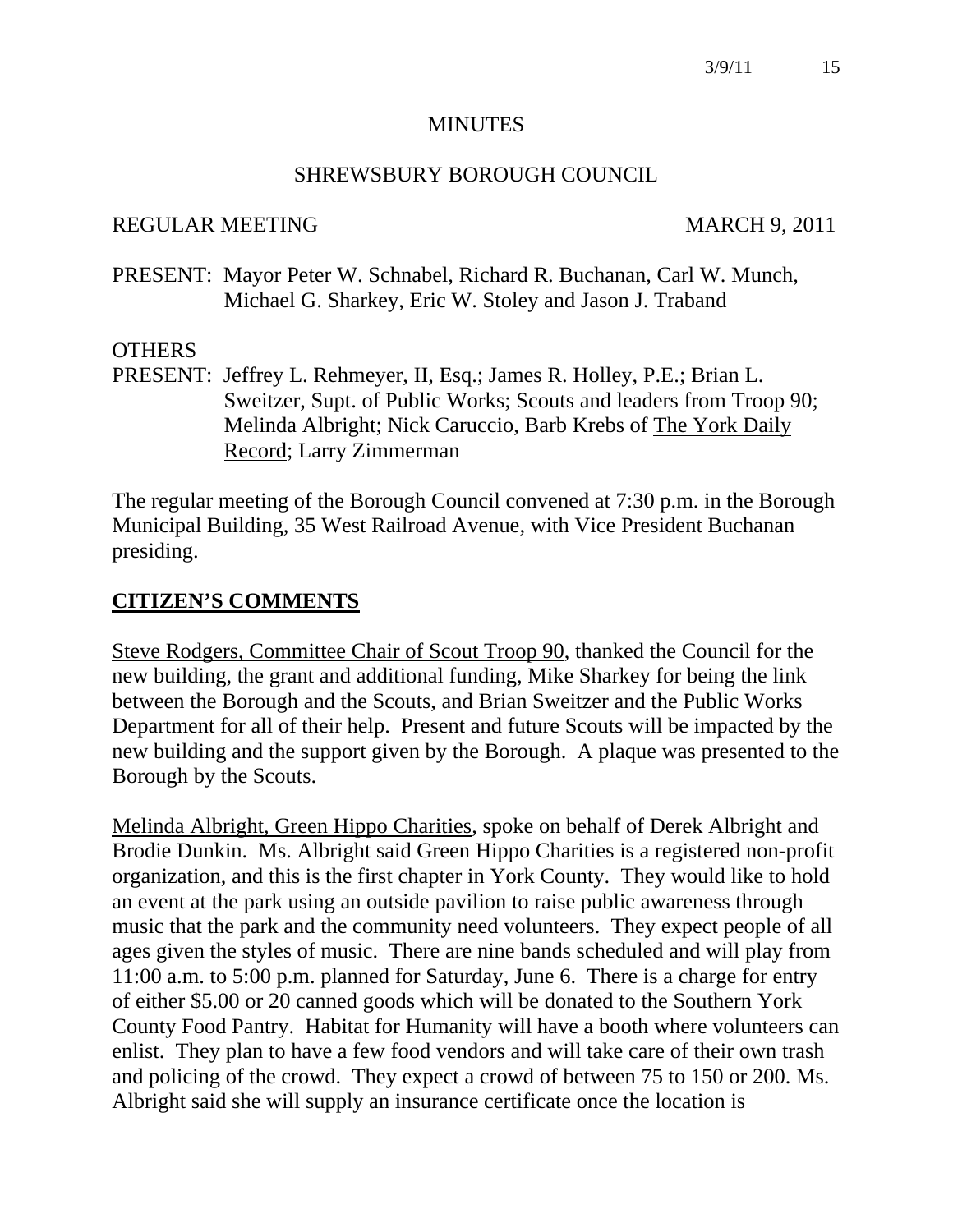# MINUTES

## SHREWSBURY BOROUGH COUNCIL

REGULAR MEETING MARCH 9, 2011

PRESENT: Mayor Peter W. Schnabel, Richard R. Buchanan, Carl W. Munch, Michael G. Sharkey, Eric W. Stoley and Jason J. Traband

OTHERS
PRESENT: Jeffrey L. Rehmeyer, II, Esq.; James R. Holley, P.E.; Brian L. Sweitzer, Supt. of Public Works; Scouts and leaders from Troop 90; Melinda Albright; Nick Caruccio, Barb Krebs of The York Daily Record; Larry Zimmerman

The regular meeting of the Borough Council convened at 7:30 p.m. in the Borough Municipal Building, 35 West Railroad Avenue, with Vice President Buchanan presiding.

## CITIZEN'S COMMENTS

Steve Rodgers, Committee Chair of Scout Troop 90, thanked the Council for the new building, the grant and additional funding, Mike Sharkey for being the link between the Borough and the Scouts, and Brian Sweitzer and the Public Works Department for all of their help. Present and future Scouts will be impacted by the new building and the support given by the Borough. A plaque was presented to the Borough by the Scouts.

Melinda Albright, Green Hippo Charities, spoke on behalf of Derek Albright and Brodie Dunkin. Ms. Albright said Green Hippo Charities is a registered non-profit organization, and this is the first chapter in York County. They would like to hold an event at the park using an outside pavilion to raise public awareness through music that the park and the community need volunteers. They expect people of all ages given the styles of music. There are nine bands scheduled and will play from 11:00 a.m. to 5:00 p.m. planned for Saturday, June 6. There is a charge for entry of either $5.00 or 20 canned goods which will be donated to the Southern York County Food Pantry. Habitat for Humanity will have a booth where volunteers can enlist. They plan to have a few food vendors and will take care of their own trash and policing of the crowd. They expect a crowd of between 75 to 150 or 200. Ms. Albright said she will supply an insurance certificate once the location is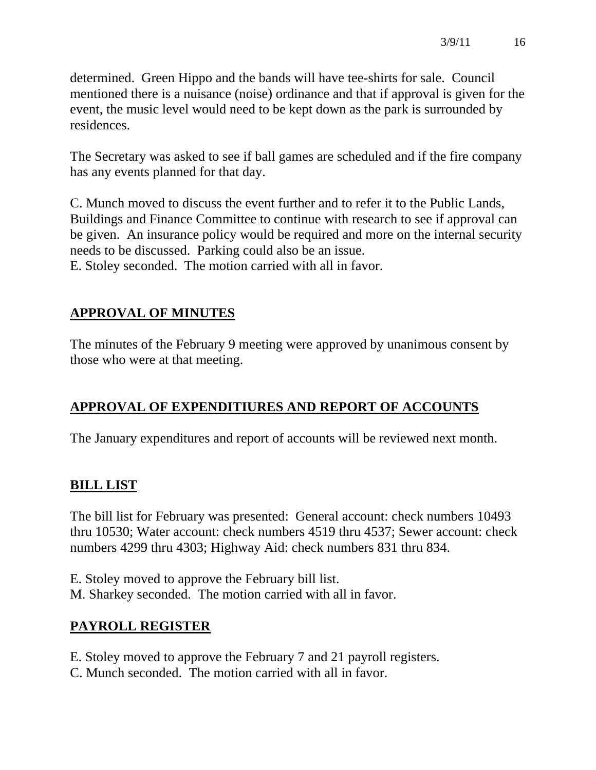determined. Green Hippo and the bands will have tee-shirts for sale. Council mentioned there is a nuisance (noise) ordinance and that if approval is given for the event, the music level would need to be kept down as the park is surrounded by residences.

The Secretary was asked to see if ball games are scheduled and if the fire company has any events planned for that day.

C. Munch moved to discuss the event further and to refer it to the Public Lands, Buildings and Finance Committee to continue with research to see if approval can be given. An insurance policy would be required and more on the internal security needs to be discussed. Parking could also be an issue.
E. Stoley seconded. The motion carried with all in favor.

## APPROVAL OF MINUTES

The minutes of the February 9 meeting were approved by unanimous consent by those who were at that meeting.

## APPROVAL OF EXPENDITIURES AND REPORT OF ACCOUNTS

The January expenditures and report of accounts will be reviewed next month.

## BILL LIST

The bill list for February was presented: General account: check numbers 10493 thru 10530; Water account: check numbers 4519 thru 4537; Sewer account: check numbers 4299 thru 4303; Highway Aid: check numbers 831 thru 834.

E. Stoley moved to approve the February bill list.
M. Sharkey seconded. The motion carried with all in favor.

## PAYROLL REGISTER

E. Stoley moved to approve the February 7 and 21 payroll registers.
C. Munch seconded. The motion carried with all in favor.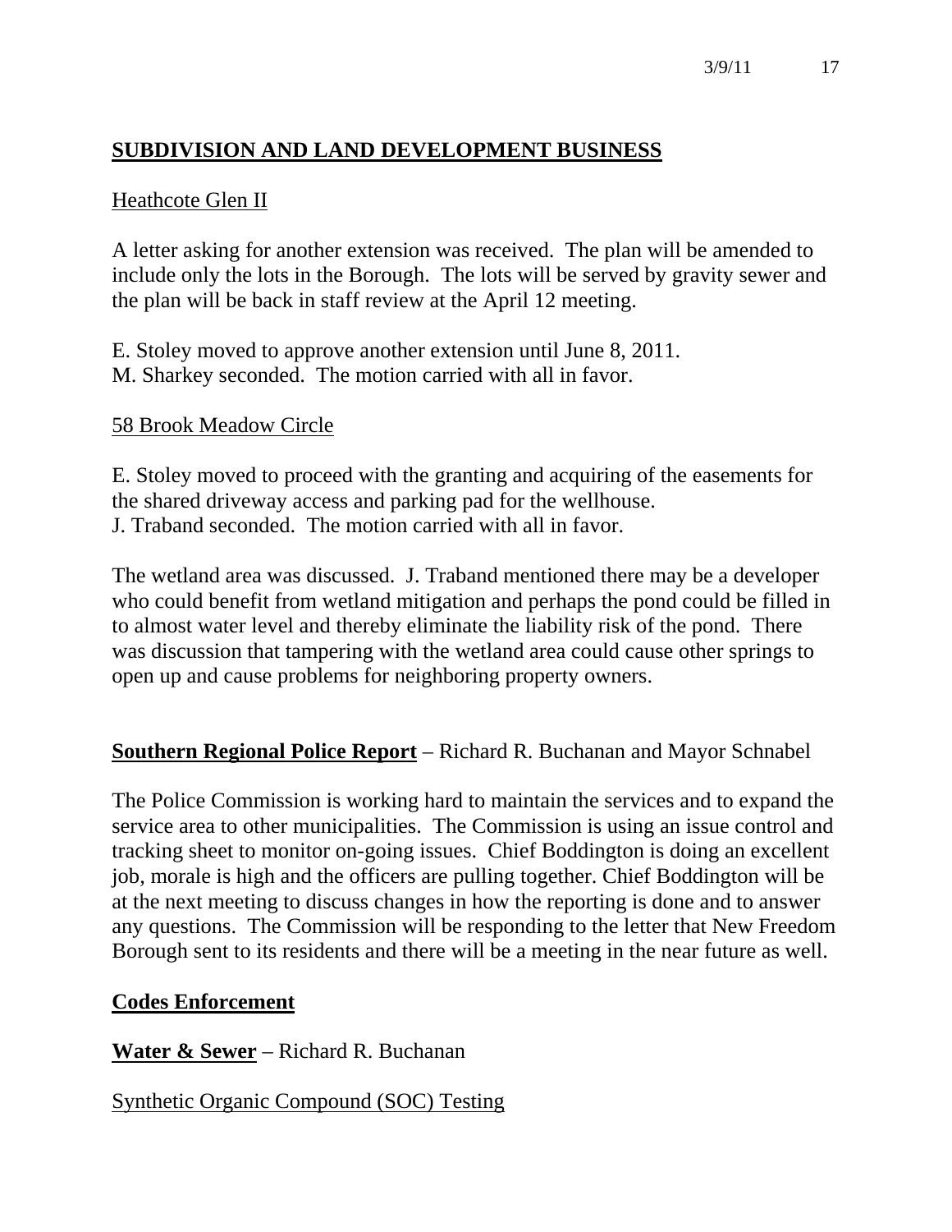## SUBDIVISION AND LAND DEVELOPMENT BUSINESS

Heathcote Glen II

A letter asking for another extension was received. The plan will be amended to include only the lots in the Borough. The lots will be served by gravity sewer and the plan will be back in staff review at the April 12 meeting.

E. Stoley moved to approve another extension until June 8, 2011.
M. Sharkey seconded. The motion carried with all in favor.

58 Brook Meadow Circle

E. Stoley moved to proceed with the granting and acquiring of the easements for the shared driveway access and parking pad for the wellhouse.
J. Traband seconded. The motion carried with all in favor.

The wetland area was discussed. J. Traband mentioned there may be a developer who could benefit from wetland mitigation and perhaps the pond could be filled in to almost water level and thereby eliminate the liability risk of the pond. There was discussion that tampering with the wetland area could cause other springs to open up and cause problems for neighboring property owners.

**Southern Regional Police Report** – Richard R. Buchanan and Mayor Schnabel

The Police Commission is working hard to maintain the services and to expand the service area to other municipalities. The Commission is using an issue control and tracking sheet to monitor on-going issues. Chief Boddington is doing an excellent job, morale is high and the officers are pulling together. Chief Boddington will be at the next meeting to discuss changes in how the reporting is done and to answer any questions. The Commission will be responding to the letter that New Freedom Borough sent to its residents and there will be a meeting in the near future as well.

**Codes Enforcement**

**Water & Sewer** – Richard R. Buchanan

Synthetic Organic Compound (SOC) Testing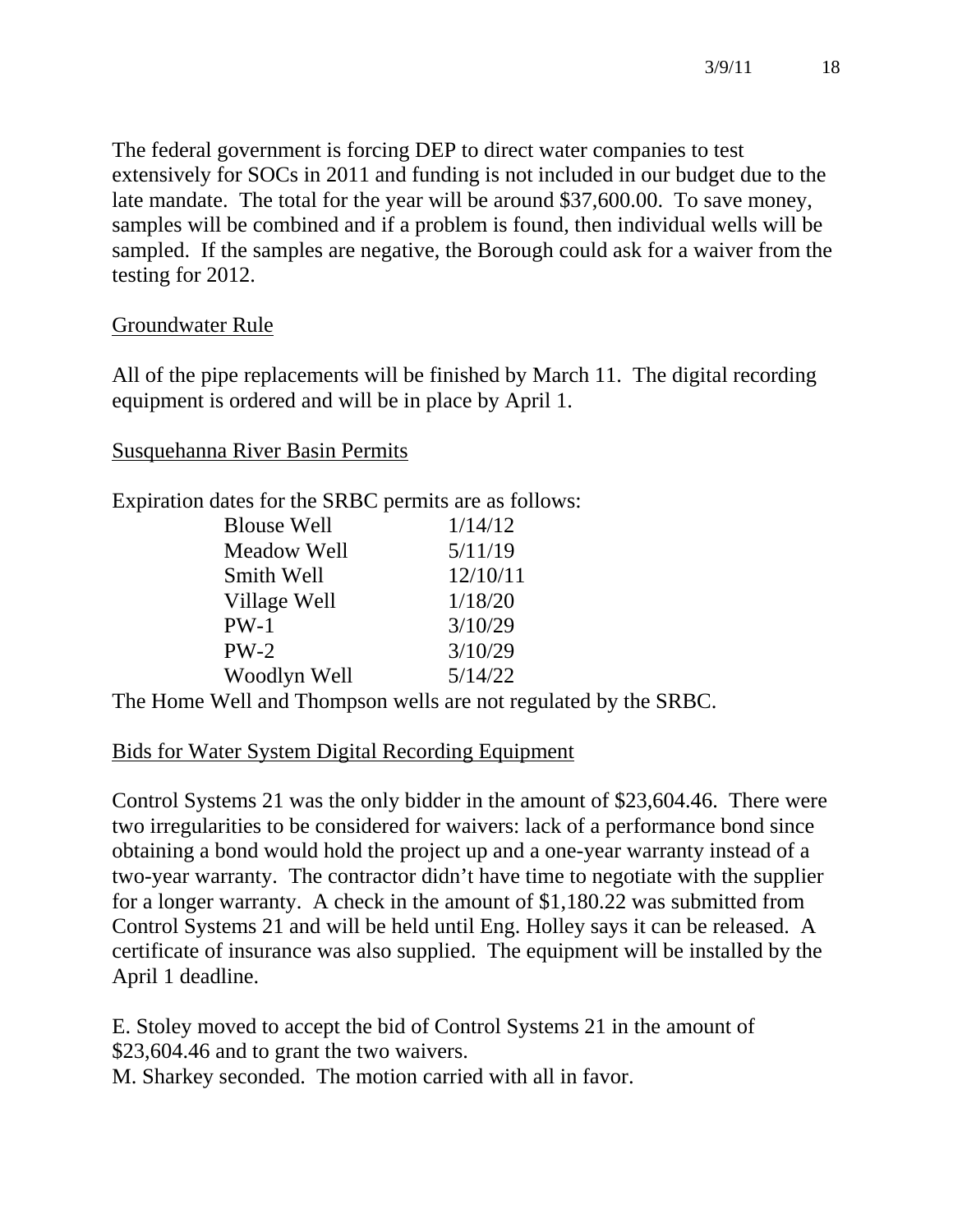The federal government is forcing DEP to direct water companies to test extensively for SOCs in 2011 and funding is not included in our budget due to the late mandate. The total for the year will be around $37,600.00. To save money, samples will be combined and if a problem is found, then individual wells will be sampled. If the samples are negative, the Borough could ask for a waiver from the testing for 2012.

<u>Groundwater Rule</u>

All of the pipe replacements will be finished by March 11. The digital recording equipment is ordered and will be in place by April 1.

<u>Susquehanna River Basin Permits</u>

Expiration dates for the SRBC permits are as follows:

| | |
|---|---|
| Blouse Well | 1/14/12 |
| Meadow Well | 5/11/19 |
| Smith Well | 12/10/11 |
| Village Well | 1/18/20 |
| PW-1 | 3/10/29 |
| PW-2 | 3/10/29 |
| Woodlyn Well | 5/14/22 |

The Home Well and Thompson wells are not regulated by the SRBC.

<u>Bids for Water System Digital Recording Equipment</u>

Control Systems 21 was the only bidder in the amount of $23,604.46. There were two irregularities to be considered for waivers: lack of a performance bond since obtaining a bond would hold the project up and a one-year warranty instead of a two-year warranty. The contractor didn't have time to negotiate with the supplier for a longer warranty. A check in the amount of $1,180.22 was submitted from Control Systems 21 and will be held until Eng. Holley says it can be released. A certificate of insurance was also supplied. The equipment will be installed by the April 1 deadline.

E. Stoley moved to accept the bid of Control Systems 21 in the amount of $23,604.46 and to grant the two waivers.
M. Sharkey seconded. The motion carried with all in favor.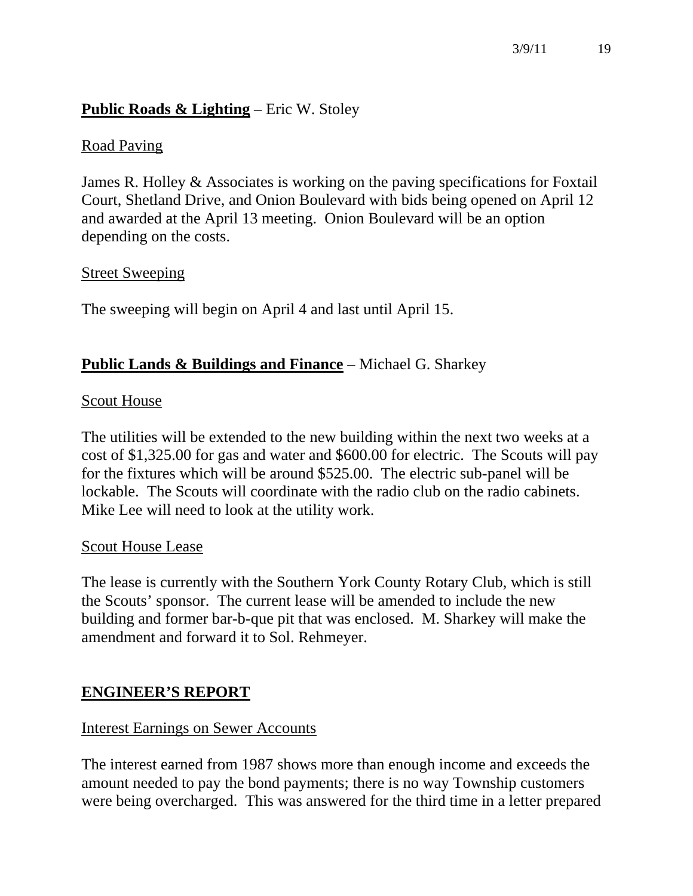**Public Roads & Lighting** – Eric W. Stoley

Road Paving

James R. Holley & Associates is working on the paving specifications for Foxtail Court, Shetland Drive, and Onion Boulevard with bids being opened on April 12 and awarded at the April 13 meeting. Onion Boulevard will be an option depending on the costs.

Street Sweeping

The sweeping will begin on April 4 and last until April 15.

**Public Lands & Buildings and Finance** – Michael G. Sharkey

Scout House

The utilities will be extended to the new building within the next two weeks at a cost of $1,325.00 for gas and water and $600.00 for electric. The Scouts will pay for the fixtures which will be around $525.00. The electric sub-panel will be lockable. The Scouts will coordinate with the radio club on the radio cabinets. Mike Lee will need to look at the utility work.

Scout House Lease

The lease is currently with the Southern York County Rotary Club, which is still the Scouts' sponsor. The current lease will be amended to include the new building and former bar-b-que pit that was enclosed. M. Sharkey will make the amendment and forward it to Sol. Rehmeyer.

**ENGINEER'S REPORT**

Interest Earnings on Sewer Accounts

The interest earned from 1987 shows more than enough income and exceeds the amount needed to pay the bond payments; there is no way Township customers were being overcharged. This was answered for the third time in a letter prepared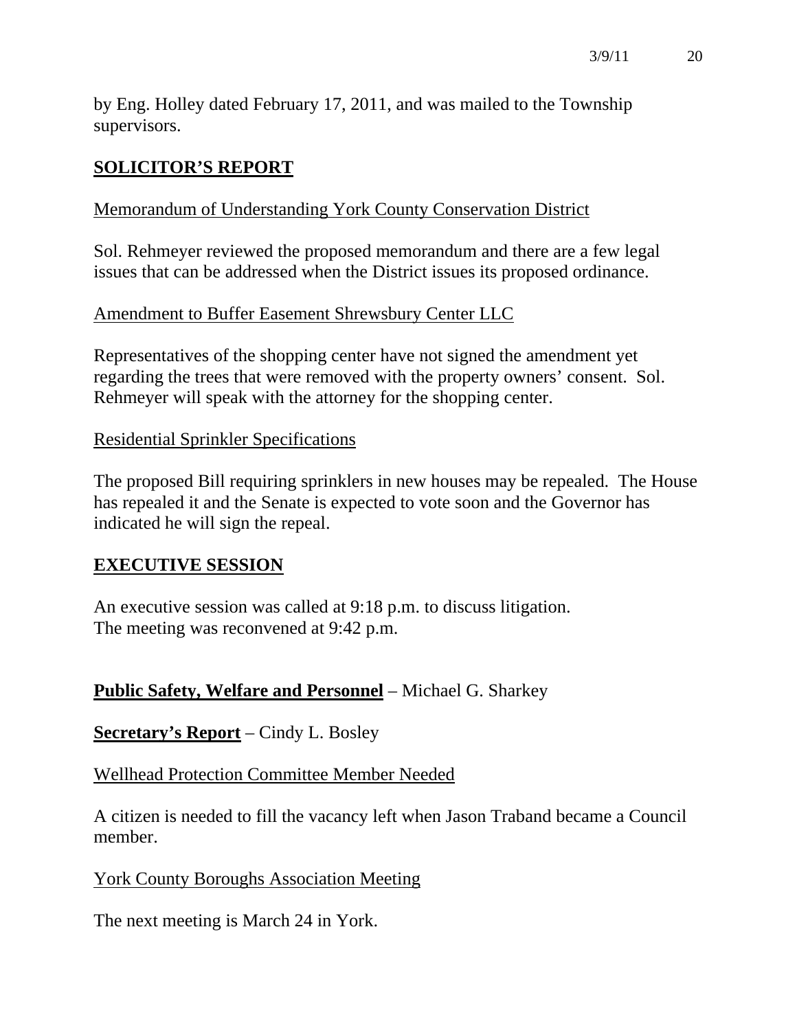by Eng. Holley dated February 17, 2011, and was mailed to the Township supervisors.

## SOLICITOR'S REPORT

Memorandum of Understanding York County Conservation District

Sol. Rehmeyer reviewed the proposed memorandum and there are a few legal issues that can be addressed when the District issues its proposed ordinance.

Amendment to Buffer Easement Shrewsbury Center LLC

Representatives of the shopping center have not signed the amendment yet regarding the trees that were removed with the property owners' consent. Sol. Rehmeyer will speak with the attorney for the shopping center.

Residential Sprinkler Specifications

The proposed Bill requiring sprinklers in new houses may be repealed. The House has repealed it and the Senate is expected to vote soon and the Governor has indicated he will sign the repeal.

## EXECUTIVE SESSION

An executive session was called at 9:18 p.m. to discuss litigation.
The meeting was reconvened at 9:42 p.m.

**Public Safety, Welfare and Personnel** – Michael G. Sharkey

**Secretary's Report** – Cindy L. Bosley

Wellhead Protection Committee Member Needed

A citizen is needed to fill the vacancy left when Jason Traband became a Council member.

York County Boroughs Association Meeting

The next meeting is March 24 in York.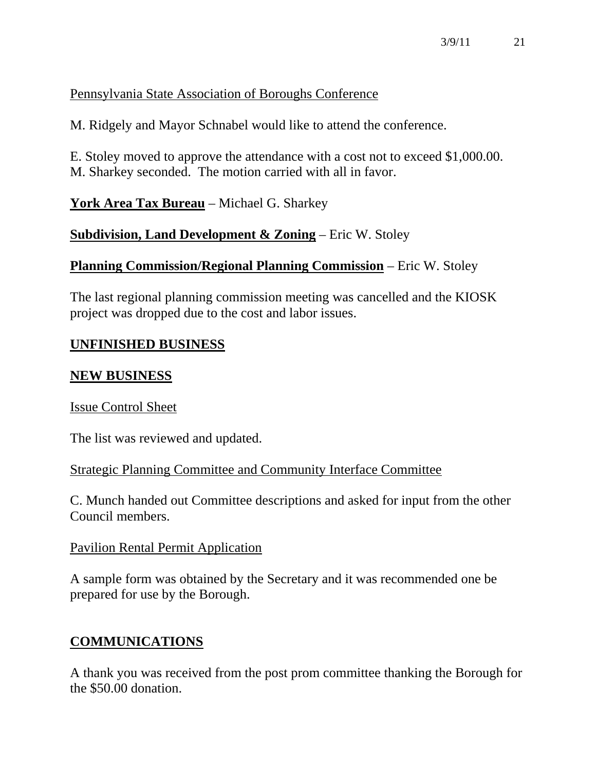Pennsylvania State Association of Boroughs Conference

M. Ridgely and Mayor Schnabel would like to attend the conference.

E. Stoley moved to approve the attendance with a cost not to exceed $1,000.00. M. Sharkey seconded. The motion carried with all in favor.

**York Area Tax Bureau** – Michael G. Sharkey

**Subdivision, Land Development & Zoning** – Eric W. Stoley

**Planning Commission/Regional Planning Commission** – Eric W. Stoley

The last regional planning commission meeting was cancelled and the KIOSK project was dropped due to the cost and labor issues.

## UNFINISHED BUSINESS

## NEW BUSINESS

Issue Control Sheet

The list was reviewed and updated.

Strategic Planning Committee and Community Interface Committee

C. Munch handed out Committee descriptions and asked for input from the other Council members.

Pavilion Rental Permit Application

A sample form was obtained by the Secretary and it was recommended one be prepared for use by the Borough.

## COMMUNICATIONS

A thank you was received from the post prom committee thanking the Borough for the $50.00 donation.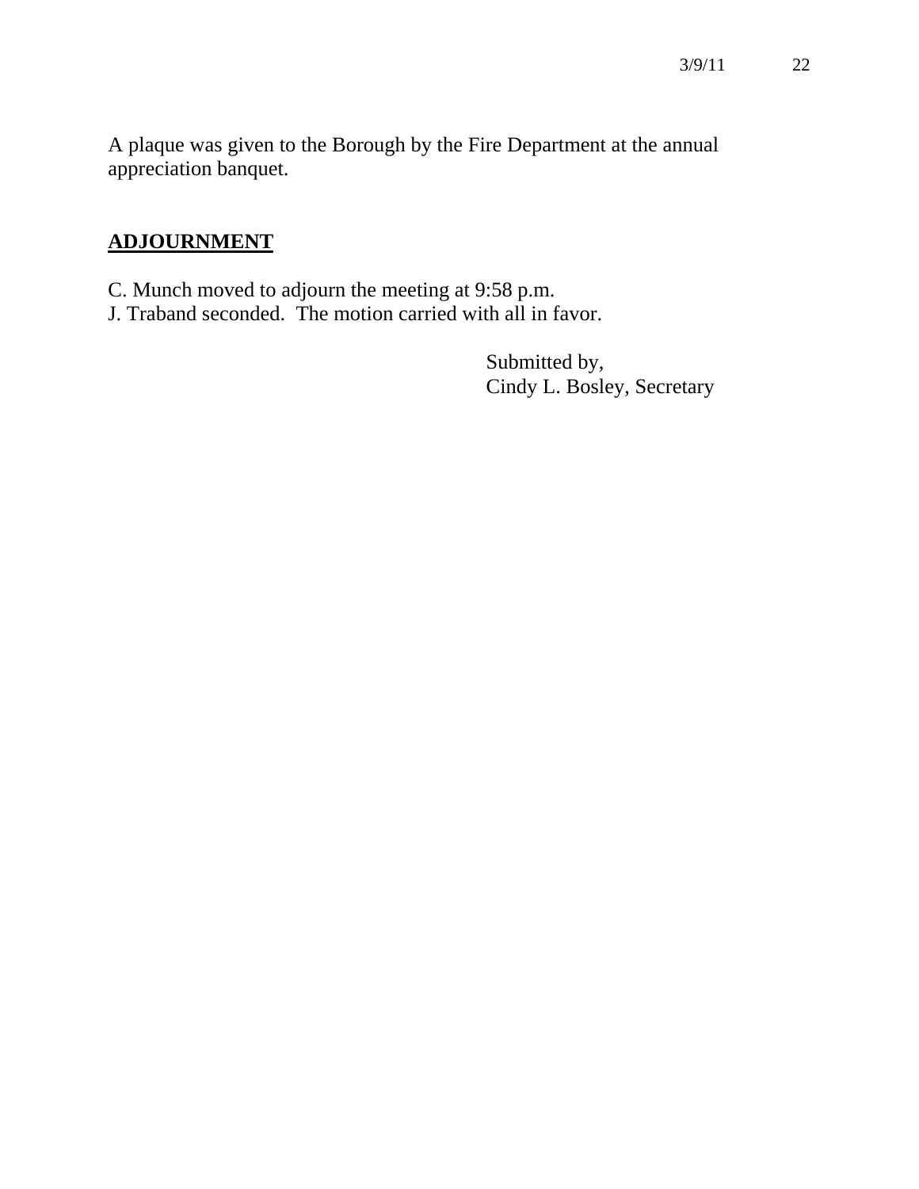A plaque was given to the Borough by the Fire Department at the annual appreciation banquet.

## ADJOURNMENT

C. Munch moved to adjourn the meeting at 9:58 p.m.
J. Traband seconded. The motion carried with all in favor.

Submitted by,
Cindy L. Bosley, Secretary